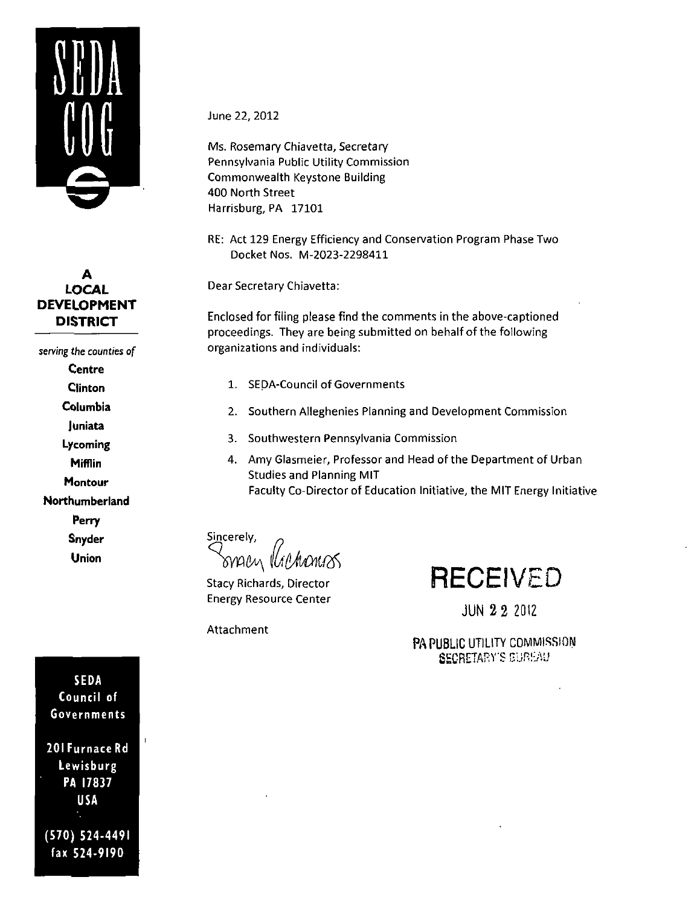SEDA COG

**A LOCAL DEVELOPMENT DISTRICT**

*serving the counties of*

**Centre**
**Clinton**
**Columbia**
**Juniata**
**Lycoming**
**Mifflin**
**Montour**
**Northumberland**
**Perry**
**Snyder**
**Union**

**SEDA Council of Governments**

**201 Furnace Rd**
**Lewisburg**
**PA 17837**
**USA**

**(570) 524-4491**
**fax 524-9190**

June 22, 2012

Ms. Rosemary Chiavetta, Secretary
Pennsylvania Public Utility Commission
Commonwealth Keystone Building
400 North Street
Harrisburg, PA 17101

RE: Act 129 Energy Efficiency and Conservation Program Phase Two
Docket Nos. M-2023-2298411

Dear Secretary Chiavetta:

Enclosed for filing please find the comments in the above-captioned proceedings. They are being submitted on behalf of the following organizations and individuals:

1. SEDA-Council of Governments
2. Southern Alleghenies Planning and Development Commission
3. Southwestern Pennsylvania Commission
4. Amy Glasmeier, Professor and Head of the Department of Urban Studies and Planning MIT
   Faculty Co-Director of Education Initiative, the MIT Energy Initiative

Sincerely,

Stacy Richards

Stacy Richards, Director
Energy Resource Center

Attachment

RECEIVED
JUN 22 2012
PA PUBLIC UTILITY COMMISSION
SECRETARY'S BUREAU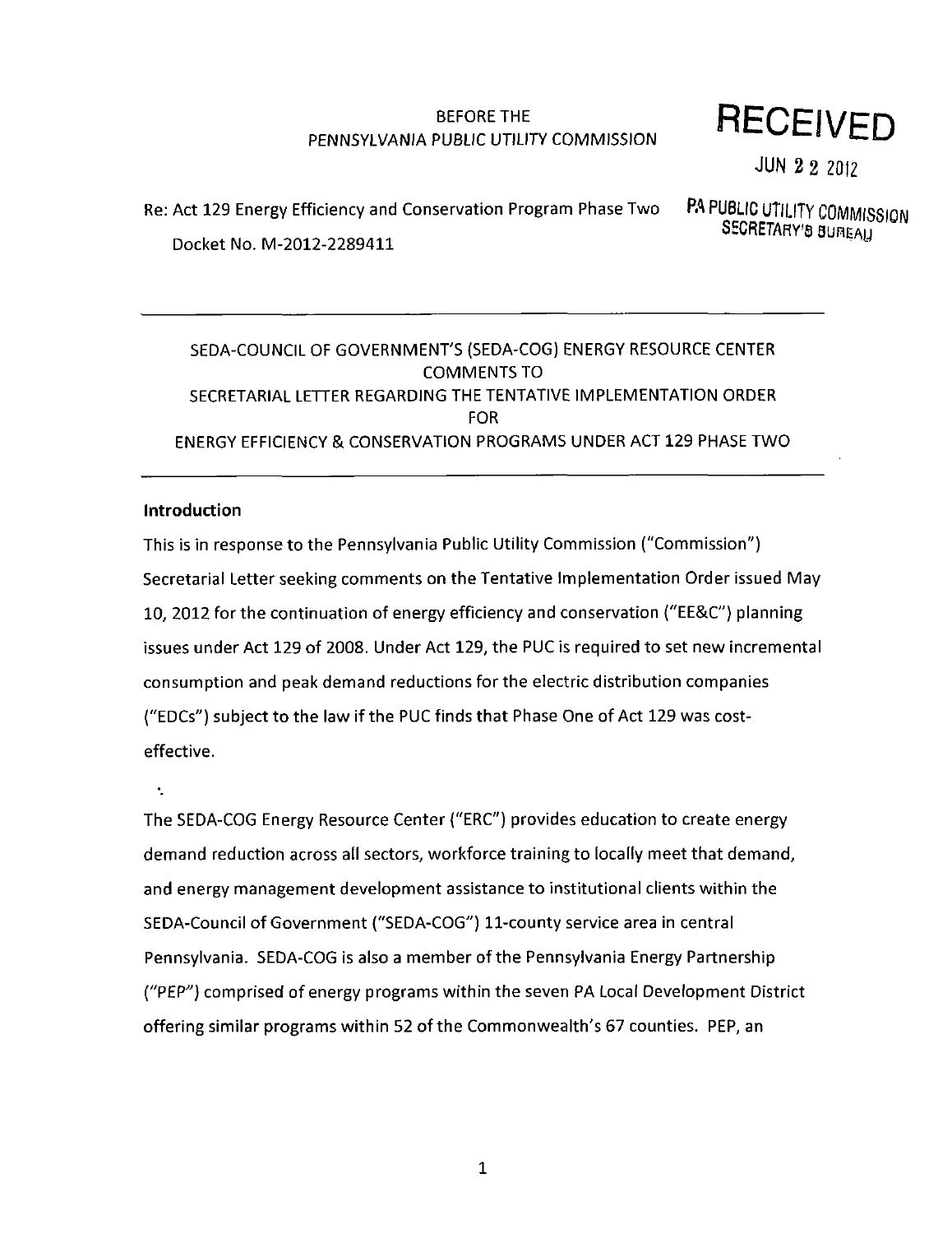BEFORE THE
PENNSYLVANIA PUBLIC UTILITY COMMISSION

**RECEIVED**

JUN 22 2012

PA PUBLIC UTILITY COMMISSION
SECRETARY'S BUREAU

Re: Act 129 Energy Efficiency and Conservation Program Phase Two

Docket No. M-2012-2289411

---

SEDA-COUNCIL OF GOVERNMENT'S (SEDA-COG) ENERGY RESOURCE CENTER
COMMENTS TO
SECRETARIAL LETTER REGARDING THE TENTATIVE IMPLEMENTATION ORDER
FOR
ENERGY EFFICIENCY & CONSERVATION PROGRAMS UNDER ACT 129 PHASE TWO

---

**Introduction**

This is in response to the Pennsylvania Public Utility Commission ("Commission") Secretarial Letter seeking comments on the Tentative Implementation Order issued May 10, 2012 for the continuation of energy efficiency and conservation ("EE&C") planning issues under Act 129 of 2008. Under Act 129, the PUC is required to set new incremental consumption and peak demand reductions for the electric distribution companies ("EDCs") subject to the law if the PUC finds that Phase One of Act 129 was cost-effective.

The SEDA-COG Energy Resource Center ("ERC") provides education to create energy demand reduction across all sectors, workforce training to locally meet that demand, and energy management development assistance to institutional clients within the SEDA-Council of Government ("SEDA-COG") 11-county service area in central Pennsylvania. SEDA-COG is also a member of the Pennsylvania Energy Partnership ("PEP") comprised of energy programs within the seven PA Local Development District offering similar programs within 52 of the Commonwealth's 67 counties. PEP, an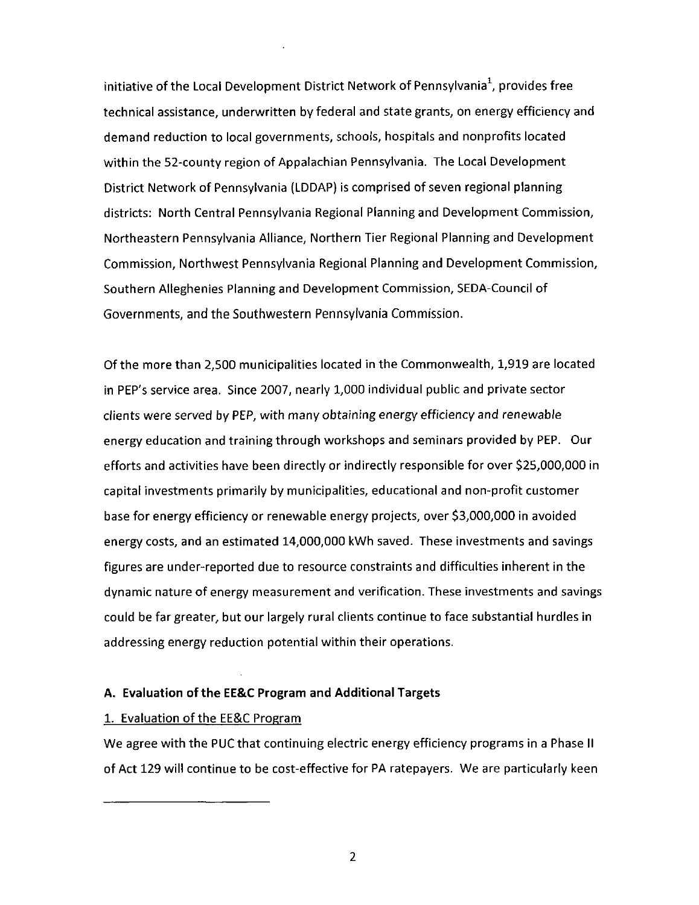initiative of the Local Development District Network of Pennsylvania[1], provides free technical assistance, underwritten by federal and state grants, on energy efficiency and demand reduction to local governments, schools, hospitals and nonprofits located within the 52-county region of Appalachian Pennsylvania. The Local Development District Network of Pennsylvania (LDDAP) is comprised of seven regional planning districts: North Central Pennsylvania Regional Planning and Development Commission, Northeastern Pennsylvania Alliance, Northern Tier Regional Planning and Development Commission, Northwest Pennsylvania Regional Planning and Development Commission, Southern Alleghenies Planning and Development Commission, SEDA-Council of Governments, and the Southwestern Pennsylvania Commission.

Of the more than 2,500 municipalities located in the Commonwealth, 1,919 are located in PEP's service area. Since 2007, nearly 1,000 individual public and private sector clients were served by PEP, with many obtaining energy efficiency and renewable energy education and training through workshops and seminars provided by PEP. Our efforts and activities have been directly or indirectly responsible for over $25,000,000 in capital investments primarily by municipalities, educational and non-profit customer base for energy efficiency or renewable energy projects, over $3,000,000 in avoided energy costs, and an estimated 14,000,000 kWh saved. These investments and savings figures are under-reported due to resource constraints and difficulties inherent in the dynamic nature of energy measurement and verification. These investments and savings could be far greater, but our largely rural clients continue to face substantial hurdles in addressing energy reduction potential within their operations.

### A. Evaluation of the EE&C Program and Additional Targets

1. Evaluation of the EE&C Program

We agree with the PUC that continuing electric energy efficiency programs in a Phase II of Act 129 will continue to be cost-effective for PA ratepayers. We are particularly keen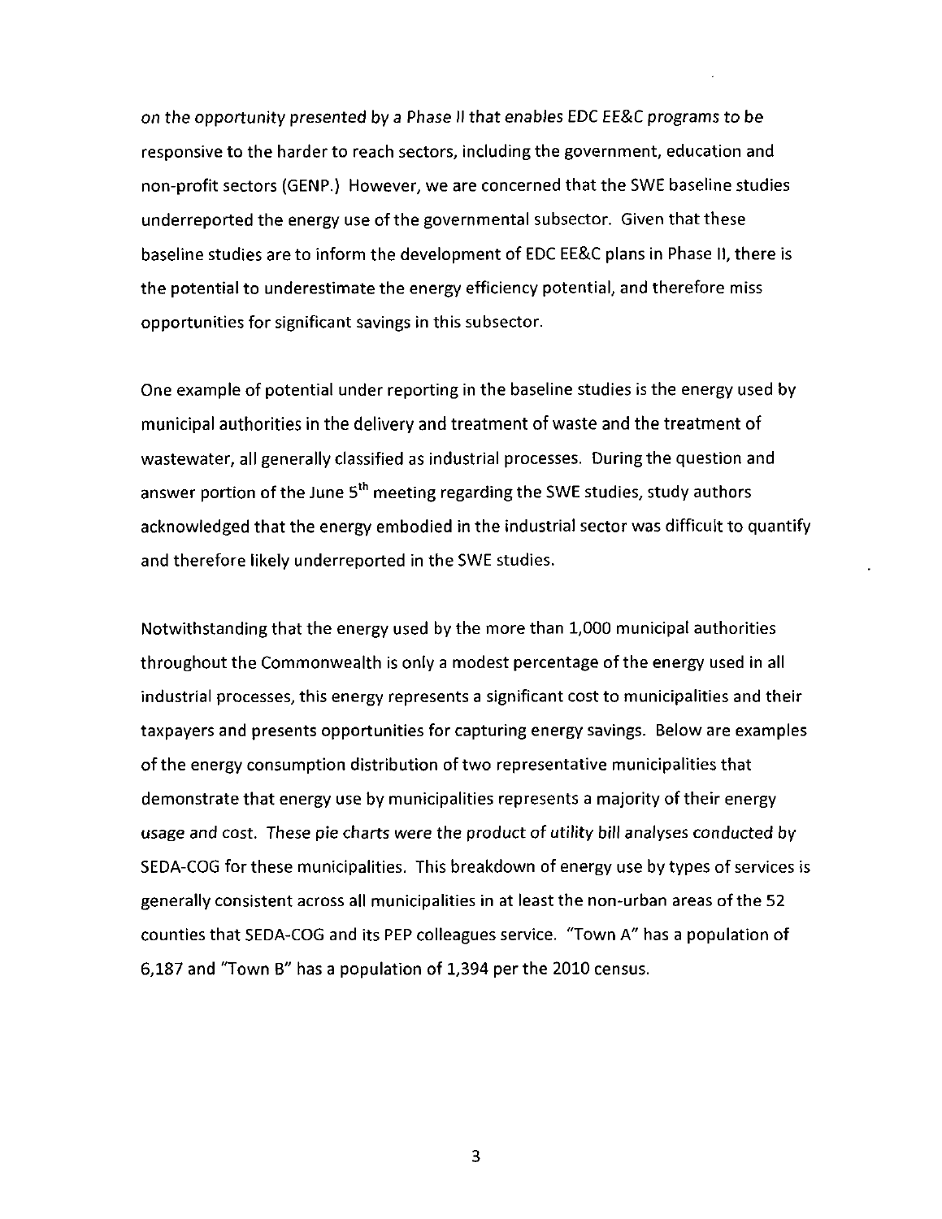*on the opportunity presented by a Phase II that enables EDC EE&C programs to be* responsive to the harder to reach sectors, including the government, education and non-profit sectors (GENP.) However, we are concerned that the SWE baseline studies underreported the energy use of the governmental subsector. Given that these baseline studies are to inform the development of EDC EE&C plans in Phase II, there is the potential to underestimate the energy efficiency potential, and therefore miss opportunities for significant savings in this subsector.

One example of potential under reporting in the baseline studies is the energy used by municipal authorities in the delivery and treatment of waste and the treatment of wastewater, all generally classified as industrial processes. During the question and answer portion of the June 5th meeting regarding the SWE studies, study authors acknowledged that the energy embodied in the industrial sector was difficult to quantify and therefore likely underreported in the SWE studies.

Notwithstanding that the energy used by the more than 1,000 municipal authorities throughout the Commonwealth is only a modest percentage of the energy used in all industrial processes, this energy represents a significant cost to municipalities and their taxpayers and presents opportunities for capturing energy savings. Below are examples of the energy consumption distribution of two representative municipalities that demonstrate that energy use by municipalities represents a majority of their energy usage and cost. *These pie charts were the product of utility bill analyses conducted by* SEDA-COG for these municipalities. This breakdown of energy use by types of services is generally consistent across all municipalities in at least the non-urban areas of the 52 counties that SEDA-COG and its PEP colleagues service. "Town A" has a population of 6,187 and "Town B" has a population of 1,394 per the 2010 census.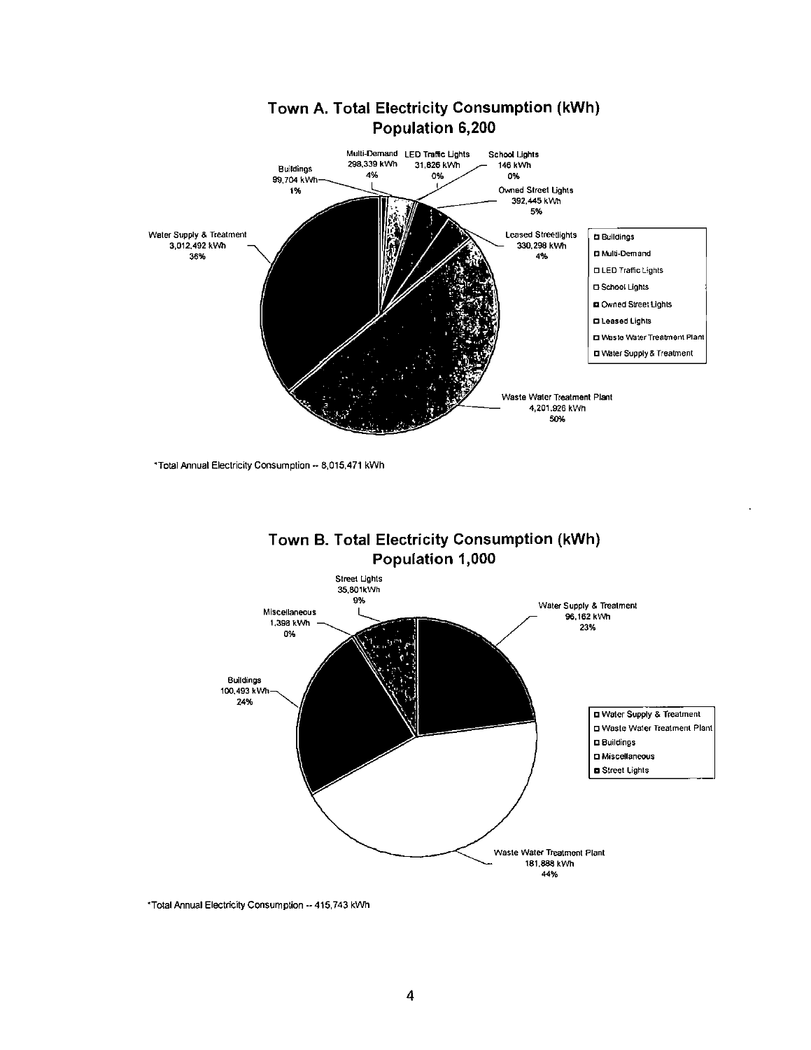## Town A. Total Electricity Consumption (kWh)
## Population 6,200

Buildings 99,704 kWh 1%

Multi-Demand 298,339 kWh 4%

LED Traffic Lights 31,826 kWh 0%

School Lights 146 kWh 0%

Owned Street Lights 392,445 kWh 5%

Leased Streetlights 330,298 kWh 4%

Waste Water Treatment Plant 4,201,926 kWh 50%

Water Supply & Treatment 3,012,492 kWh 36%

- Buildings
- Multi-Demand
- LED Traffic Lights
- School Lights
- Owned Street Lights
- Leased Lights
- Waste Water Treatment Plant
- Water Supply & Treatment

*Total Annual Electricity Consumption -- 8,015,471 kWh

## Town B. Total Electricity Consumption (kWh)
## Population 1,000

Street Lights 35,801kWh 9%

Miscellaneous 1,398 kWh 0%

Water Supply & Treatment 96,162 kWh 23%

Buildings 100,493 kWh 24%

Waste Water Treatment Plant 181,888 kWh 44%

- Water Supply & Treatment
- Waste Water Treatment Plant
- Buildings
- Miscellaneous
- Street Lights

*Total Annual Electricity Consumption -- 415,743 kWh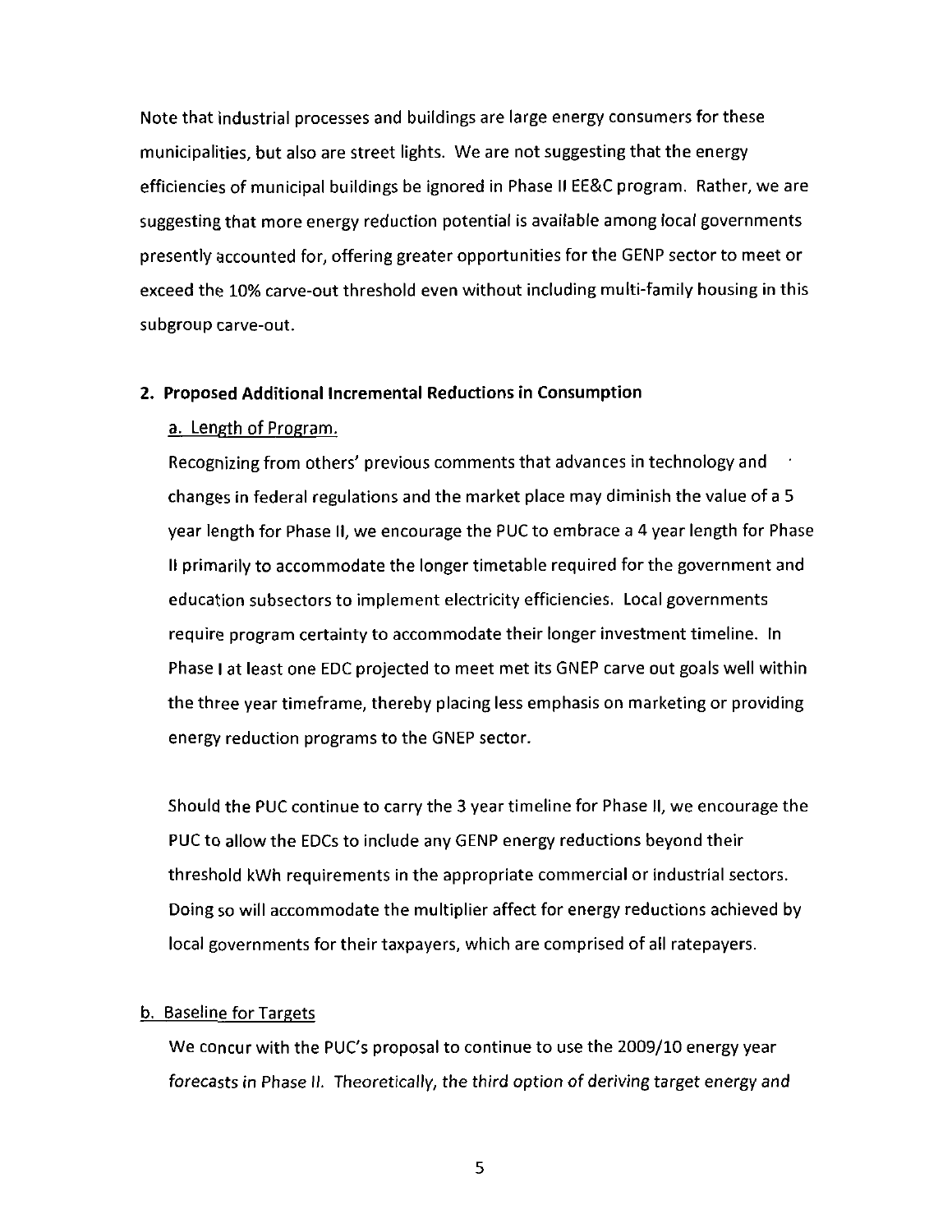Note that industrial processes and buildings are large energy consumers for these municipalities, but also are street lights. We are not suggesting that the energy efficiencies of municipal buildings be ignored in Phase II EE&C program. Rather, we are suggesting that more energy reduction potential is available among local governments presently accounted for, offering greater opportunities for the GENP sector to meet or exceed the 10% carve-out threshold even without including multi-family housing in this subgroup carve-out.

**2. Proposed Additional Incremental Reductions in Consumption**

a. Length of Program.

Recognizing from others' previous comments that advances in technology and changes in federal regulations and the market place may diminish the value of a 5 year length for Phase II, we encourage the PUC to embrace a 4 year length for Phase II primarily to accommodate the longer timetable required for the government and education subsectors to implement electricity efficiencies. Local governments require program certainty to accommodate their longer investment timeline. In Phase I at least one EDC projected to meet met its GNEP carve out goals well within the three year timeframe, thereby placing less emphasis on marketing or providing energy reduction programs to the GNEP sector.

Should the PUC continue to carry the 3 year timeline for Phase II, we encourage the PUC to allow the EDCs to include any GENP energy reductions beyond their threshold kWh requirements in the appropriate commercial or industrial sectors. Doing so will accommodate the multiplier affect for energy reductions achieved by local governments for their taxpayers, which are comprised of all ratepayers.

b. Baseline for Targets

We concur with the PUC's proposal to continue to use the 2009/10 energy year *forecasts in Phase II. Theoretically, the third option of deriving target energy and*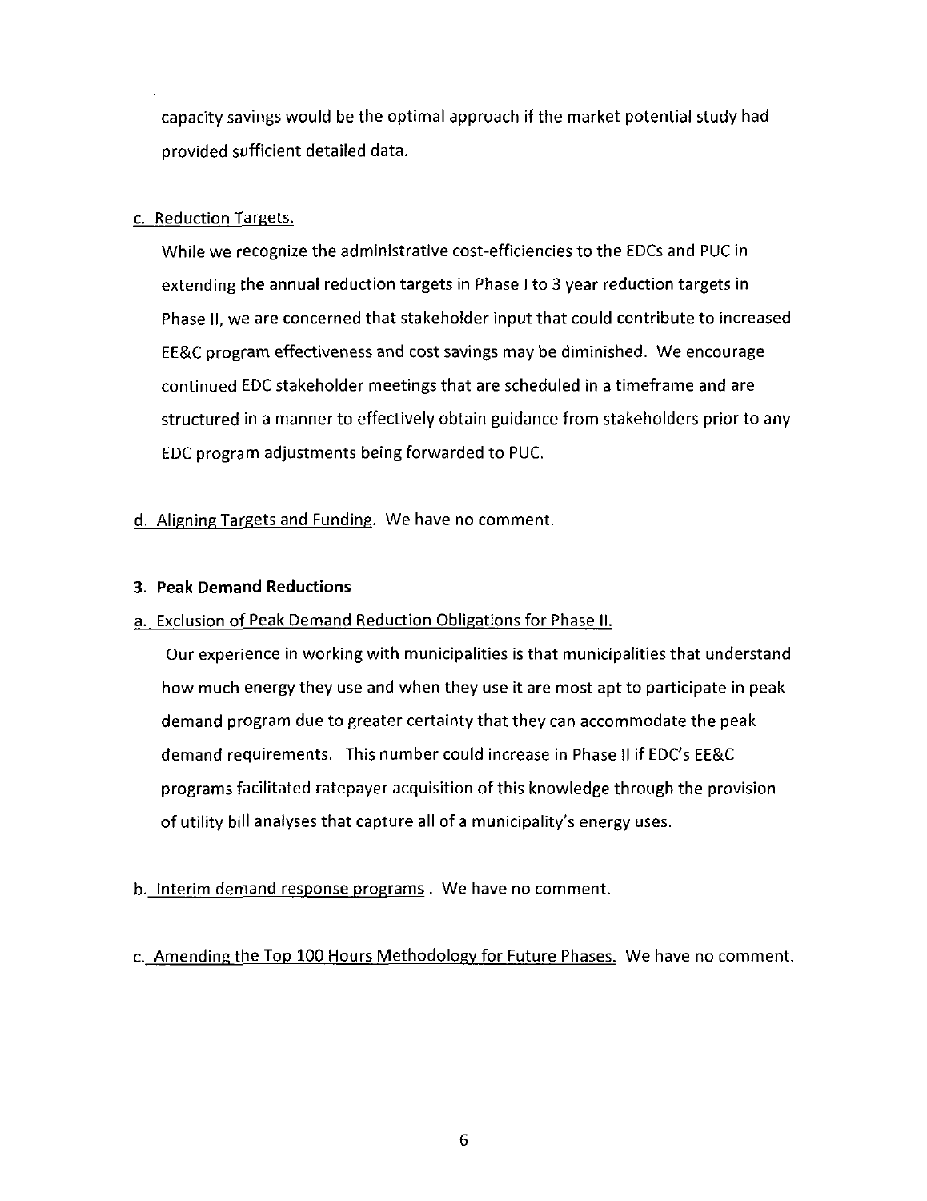capacity savings would be the optimal approach if the market potential study had provided sufficient detailed data.

c. Reduction Targets.

While we recognize the administrative cost-efficiencies to the EDCs and PUC in extending the annual reduction targets in Phase I to 3 year reduction targets in Phase II, we are concerned that stakeholder input that could contribute to increased EE&C program effectiveness and cost savings may be diminished. We encourage continued EDC stakeholder meetings that are scheduled in a timeframe and are structured in a manner to effectively obtain guidance from stakeholders prior to any EDC program adjustments being forwarded to PUC.

d. Aligning Targets and Funding. We have no comment.

**3. Peak Demand Reductions**

a. Exclusion of Peak Demand Reduction Obligations for Phase II.

Our experience in working with municipalities is that municipalities that understand how much energy they use and when they use it are most apt to participate in peak demand program due to greater certainty that they can accommodate the peak demand requirements. This number could increase in Phase II if EDC's EE&C programs facilitated ratepayer acquisition of this knowledge through the provision of utility bill analyses that capture all of a municipality's energy uses.

b. Interim demand response programs . We have no comment.

c. Amending the Top 100 Hours Methodology for Future Phases. We have no comment.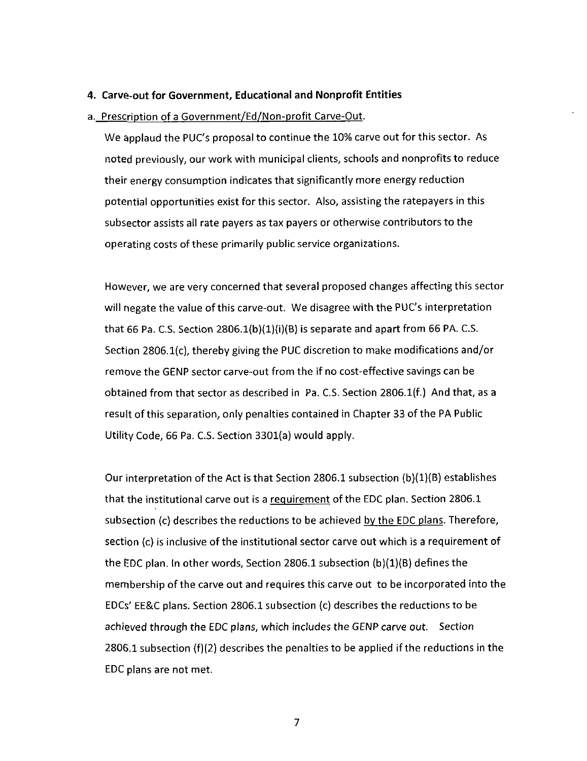**4. Carve-out for Government, Educational and Nonprofit Entities**

a. Prescription of a Government/Ed/Non-profit Carve-Out.

We applaud the PUC's proposal to continue the 10% carve out for this sector. As noted previously, our work with municipal clients, schools and nonprofits to reduce their energy consumption indicates that significantly more energy reduction potential opportunities exist for this sector. Also, assisting the ratepayers in this subsector assists all rate payers as tax payers or otherwise contributors to the operating costs of these primarily public service organizations.

However, we are very concerned that several proposed changes affecting this sector will negate the value of this carve-out. We disagree with the PUC's interpretation that 66 Pa. C.S. Section 2806.1(b)(1)(i)(B) is separate and apart from 66 PA. C.S. Section 2806.1(c), thereby giving the PUC discretion to make modifications and/or remove the GENP sector carve-out from the if no cost-effective savings can be obtained from that sector as described in Pa. C.S. Section 2806.1(f.) And that, as a result of this separation, only penalties contained in Chapter 33 of the PA Public Utility Code, 66 Pa. C.S. Section 3301(a) would apply.

Our interpretation of the Act is that Section 2806.1 subsection (b)(1)(B) establishes that the institutional carve out is a requirement of the EDC plan. Section 2806.1 subsection (c) describes the reductions to be achieved by the EDC plans. Therefore, section (c) is inclusive of the institutional sector carve out which is a requirement of the EDC plan. In other words, Section 2806.1 subsection (b)(1)(B) defines the membership of the carve out and requires this carve out to be incorporated into the EDCs' EE&C plans. Section 2806.1 subsection (c) describes the reductions to be achieved through the EDC plans, which includes the GENP carve out. Section 2806.1 subsection (f)(2) describes the penalties to be applied if the reductions in the EDC plans are not met.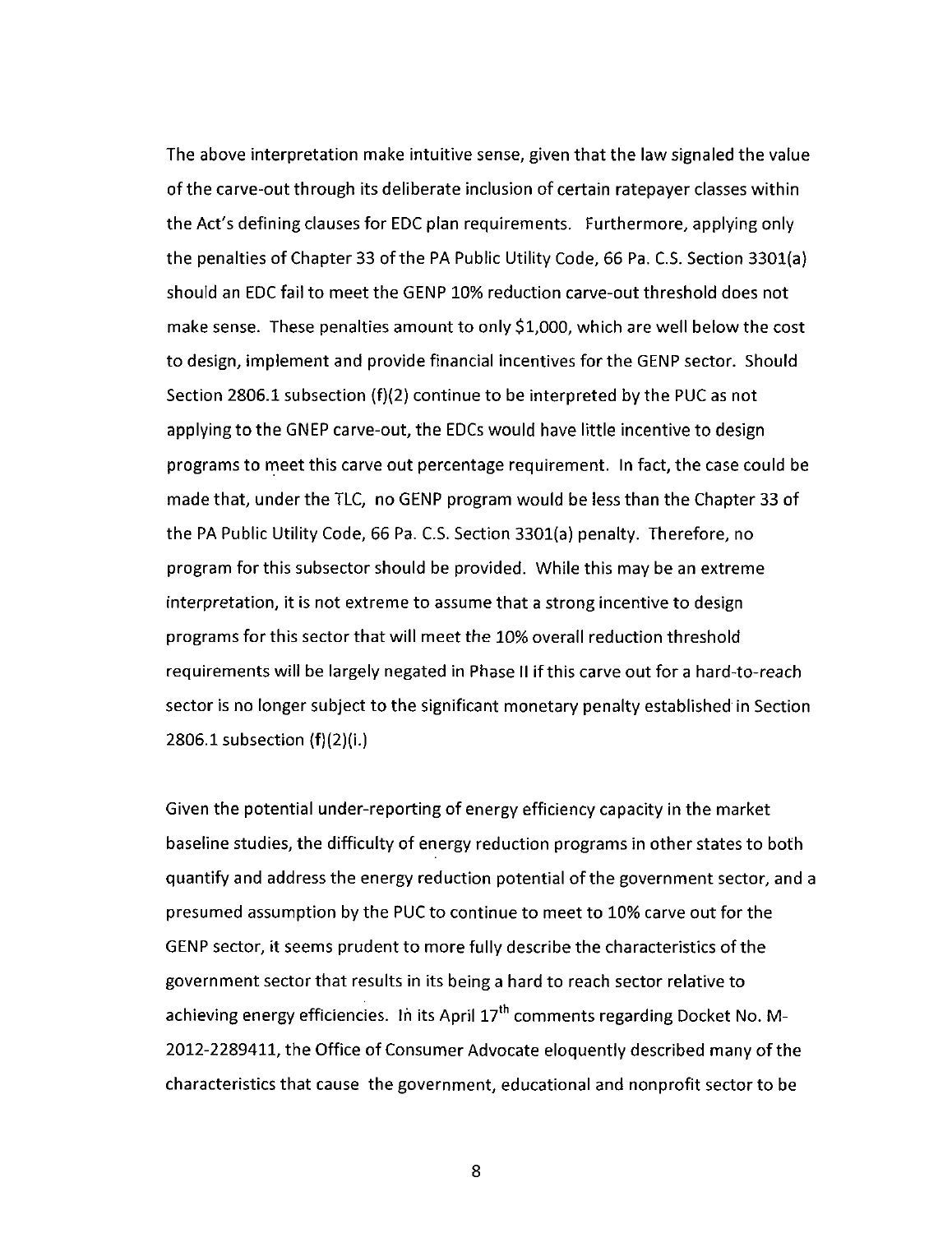The above interpretation make intuitive sense, given that the law signaled the value of the carve-out through its deliberate inclusion of certain ratepayer classes within the Act's defining clauses for EDC plan requirements. Furthermore, applying only the penalties of Chapter 33 of the PA Public Utility Code, 66 Pa. C.S. Section 3301(a) should an EDC fail to meet the GENP 10% reduction carve-out threshold does not make sense. These penalties amount to only $1,000, which are well below the cost to design, implement and provide financial incentives for the GENP sector. Should Section 2806.1 subsection (f)(2) continue to be interpreted by the PUC as not applying to the GNEP carve-out, the EDCs would have little incentive to design programs to meet this carve out percentage requirement. In fact, the case could be made that, under the TLC, no GENP program would be less than the Chapter 33 of the PA Public Utility Code, 66 Pa. C.S. Section 3301(a) penalty. Therefore, no program for this subsector should be provided. While this may be an extreme interpretation, it is not extreme to assume that a strong incentive to design programs for this sector that will meet the 10% overall reduction threshold requirements will be largely negated in Phase II if this carve out for a hard-to-reach sector is no longer subject to the significant monetary penalty established in Section 2806.1 subsection (f)(2)(i.)

Given the potential under-reporting of energy efficiency capacity in the market baseline studies, the difficulty of energy reduction programs in other states to both quantify and address the energy reduction potential of the government sector, and a presumed assumption by the PUC to continue to meet to 10% carve out for the GENP sector, it seems prudent to more fully describe the characteristics of the government sector that results in its being a hard to reach sector relative to achieving energy efficiencies. In its April 17th comments regarding Docket No. M-2012-2289411, the Office of Consumer Advocate eloquently described many of the characteristics that cause the government, educational and nonprofit sector to be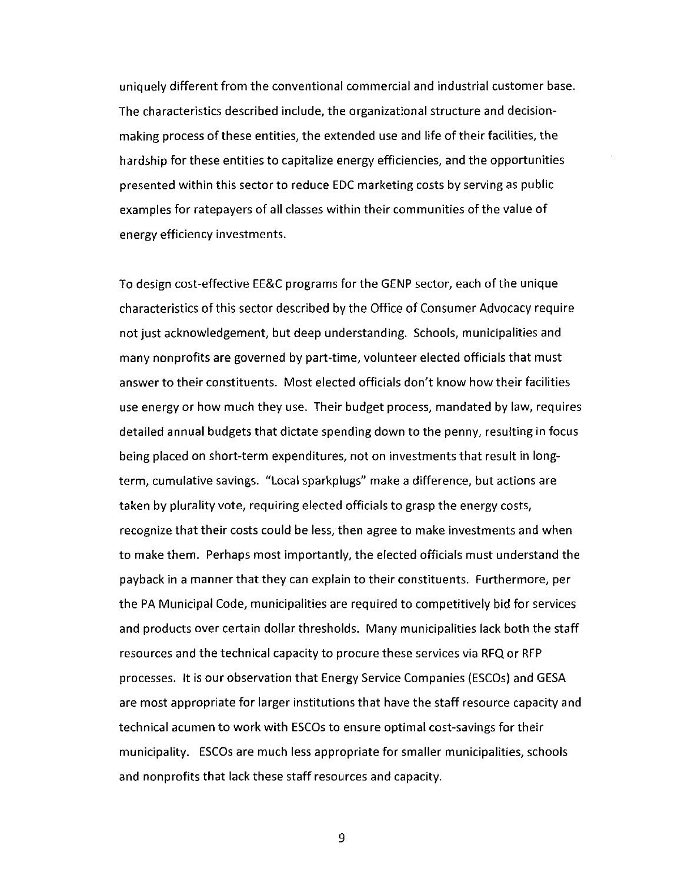uniquely different from the conventional commercial and industrial customer base. The characteristics described include, the organizational structure and decision-making process of these entities, the extended use and life of their facilities, the hardship for these entities to capitalize energy efficiencies, and the opportunities presented within this sector to reduce EDC marketing costs by serving as public examples for ratepayers of all classes within their communities of the value of energy efficiency investments.

To design cost-effective EE&C programs for the GENP sector, each of the unique characteristics of this sector described by the Office of Consumer Advocacy require not just acknowledgement, but deep understanding. Schools, municipalities and many nonprofits are governed by part-time, volunteer elected officials that must answer to their constituents. Most elected officials don't know how their facilities use energy or how much they use. Their budget process, mandated by law, requires detailed annual budgets that dictate spending down to the penny, resulting in focus being placed on short-term expenditures, not on investments that result in long-term, cumulative savings. "Local sparkplugs" make a difference, but actions are taken by plurality vote, requiring elected officials to grasp the energy costs, recognize that their costs could be less, then agree to make investments and when to make them. Perhaps most importantly, the elected officials must understand the payback in a manner that they can explain to their constituents. Furthermore, per the PA Municipal Code, municipalities are required to competitively bid for services and products over certain dollar thresholds. Many municipalities lack both the staff resources and the technical capacity to procure these services via RFQ or RFP processes. It is our observation that Energy Service Companies (ESCOs) and GESA are most appropriate for larger institutions that have the staff resource capacity and technical acumen to work with ESCOs to ensure optimal cost-savings for their municipality. ESCOs are much less appropriate for smaller municipalities, schools and nonprofits that lack these staff resources and capacity.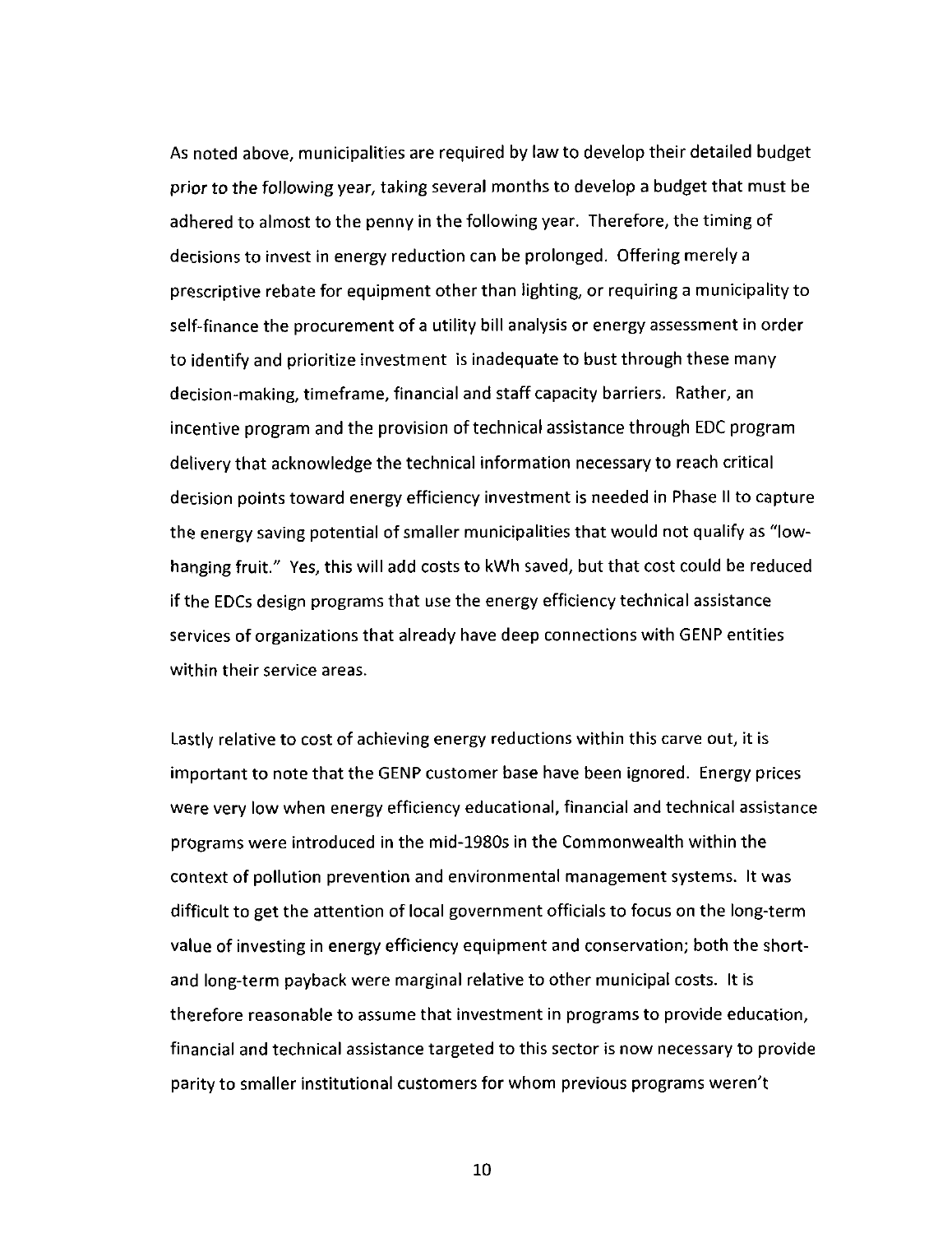As noted above, municipalities are required by law to develop their detailed budget prior to the following year, taking several months to develop a budget that must be adhered to almost to the penny in the following year. Therefore, the timing of decisions to invest in energy reduction can be prolonged. Offering merely a prescriptive rebate for equipment other than lighting, or requiring a municipality to self-finance the procurement of a utility bill analysis or energy assessment in order to identify and prioritize investment is inadequate to bust through these many decision-making, timeframe, financial and staff capacity barriers. Rather, an incentive program and the provision of technical assistance through EDC program delivery that acknowledge the technical information necessary to reach critical decision points toward energy efficiency investment is needed in Phase II to capture the energy saving potential of smaller municipalities that would not qualify as "low-hanging fruit." Yes, this will add costs to kWh saved, but that cost could be reduced if the EDCs design programs that use the energy efficiency technical assistance services of organizations that already have deep connections with GENP entities within their service areas.

Lastly relative to cost of achieving energy reductions within this carve out, it is important to note that the GENP customer base have been ignored. Energy prices were very low when energy efficiency educational, financial and technical assistance programs were introduced in the mid-1980s in the Commonwealth within the context of pollution prevention and environmental management systems. It was difficult to get the attention of local government officials to focus on the long-term value of investing in energy efficiency equipment and conservation; both the short- and long-term payback were marginal relative to other municipal costs. It is therefore reasonable to assume that investment in programs to provide education, financial and technical assistance targeted to this sector is now necessary to provide parity to smaller institutional customers for whom previous programs weren't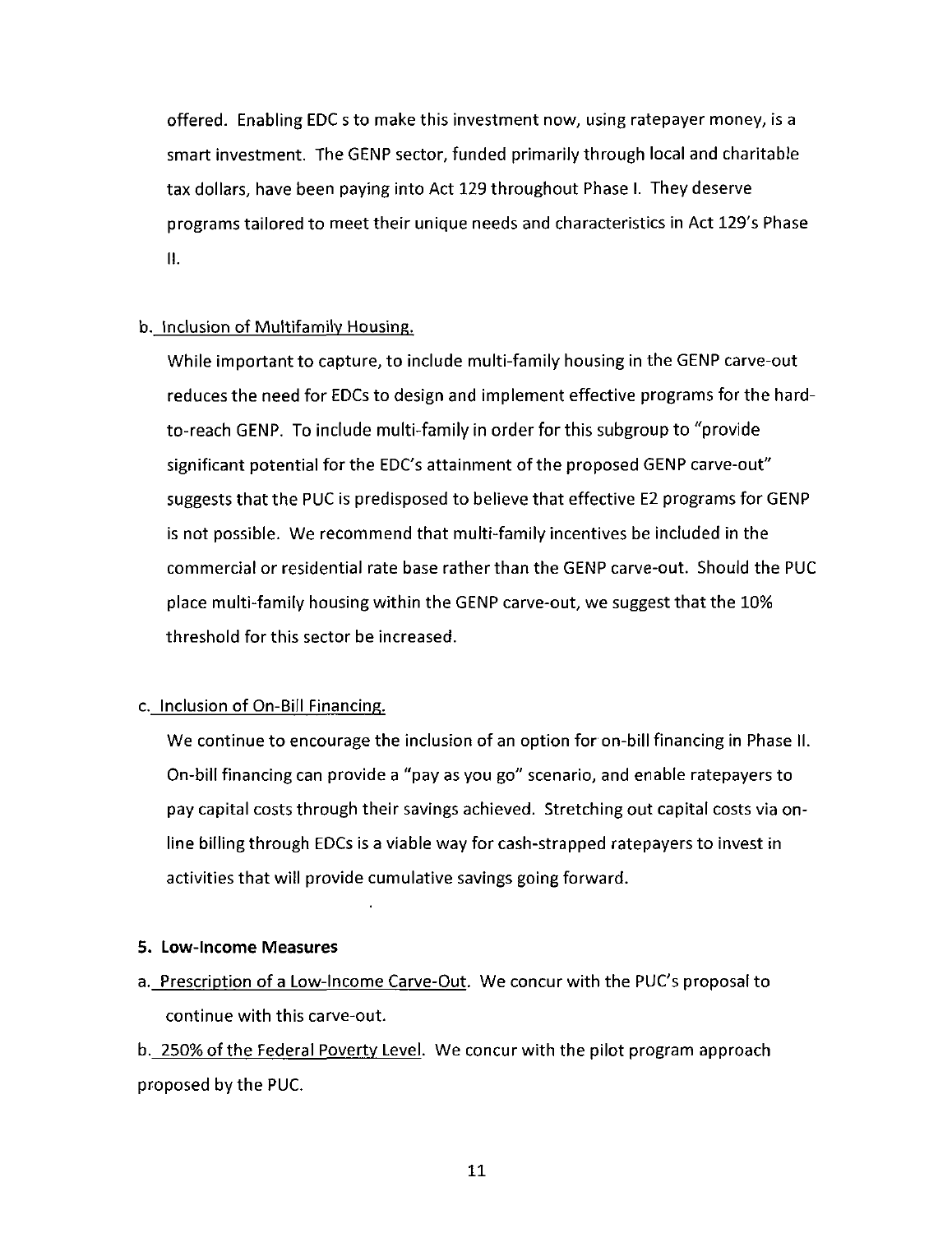offered. Enabling EDC s to make this investment now, using ratepayer money, is a smart investment. The GENP sector, funded primarily through local and charitable tax dollars, have been paying into Act 129 throughout Phase I. They deserve programs tailored to meet their unique needs and characteristics in Act 129's Phase II.

b. Inclusion of Multifamily Housing.

While important to capture, to include multi-family housing in the GENP carve-out reduces the need for EDCs to design and implement effective programs for the hard-to-reach GENP. To include multi-family in order for this subgroup to "provide significant potential for the EDC's attainment of the proposed GENP carve-out" suggests that the PUC is predisposed to believe that effective E2 programs for GENP is not possible. We recommend that multi-family incentives be included in the commercial or residential rate base rather than the GENP carve-out. Should the PUC place multi-family housing within the GENP carve-out, we suggest that the 10% threshold for this sector be increased.

c. Inclusion of On-Bill Financing.

We continue to encourage the inclusion of an option for on-bill financing in Phase II. On-bill financing can provide a "pay as you go" scenario, and enable ratepayers to pay capital costs through their savings achieved. Stretching out capital costs via on-line billing through EDCs is a viable way for cash-strapped ratepayers to invest in activities that will provide cumulative savings going forward.

**5. Low-Income Measures**

a. Prescription of a Low-Income Carve-Out. We concur with the PUC's proposal to continue with this carve-out.

b. 250% of the Federal Poverty Level. We concur with the pilot program approach proposed by the PUC.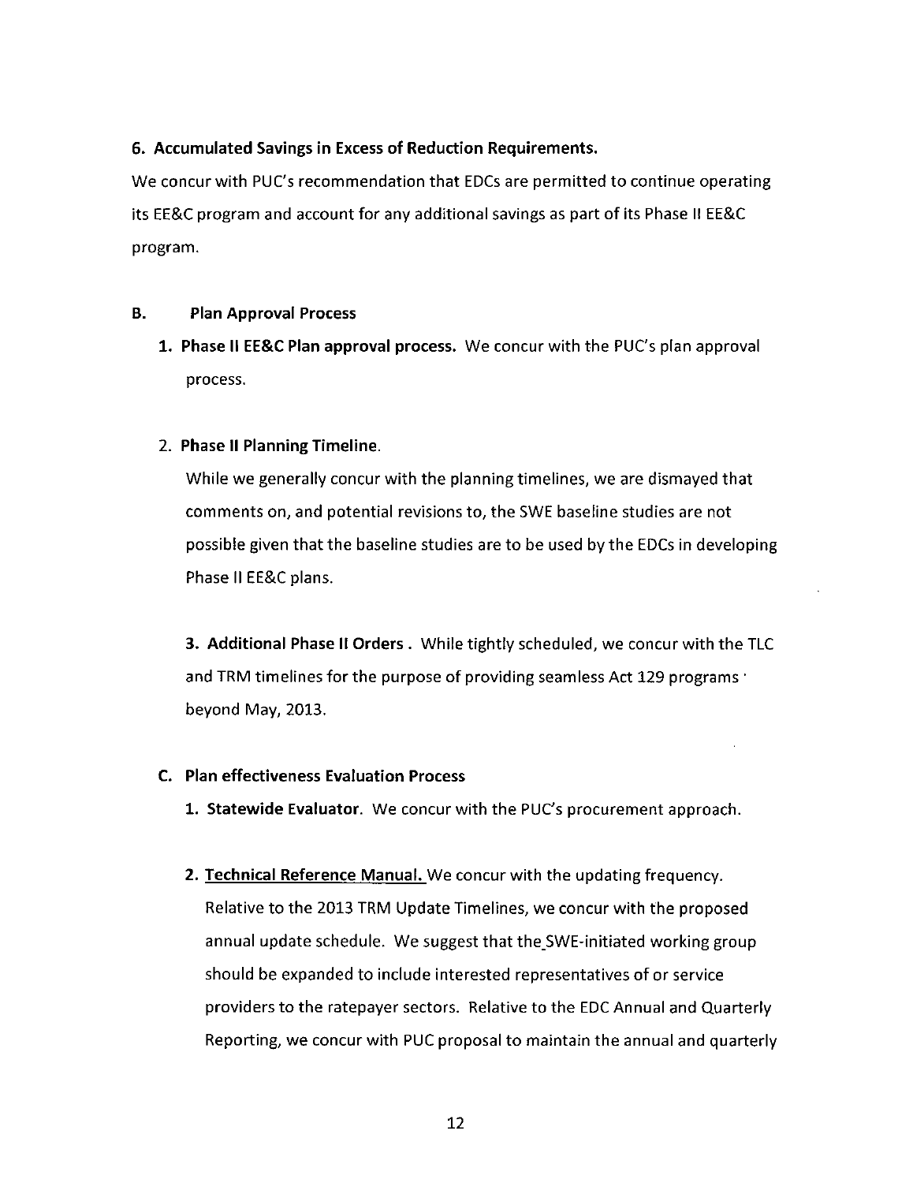**6. Accumulated Savings in Excess of Reduction Requirements.**

We concur with PUC's recommendation that EDCs are permitted to continue operating its EE&C program and account for any additional savings as part of its Phase II EE&C program.

**B. Plan Approval Process**

1. **Phase II EE&C Plan approval process.** We concur with the PUC's plan approval process.

2. **Phase II Planning Timeline.**

   While we generally concur with the planning timelines, we are dismayed that comments on, and potential revisions to, the SWE baseline studies are not possible given that the baseline studies are to be used by the EDCs in developing Phase II EE&C plans.

3. **Additional Phase II Orders .** While tightly scheduled, we concur with the TLC and TRM timelines for the purpose of providing seamless Act 129 programs beyond May, 2013.

**C. Plan effectiveness Evaluation Process**

1. **Statewide Evaluator**. We concur with the PUC's procurement approach.

2. **Technical Reference Manual.** We concur with the updating frequency. Relative to the 2013 TRM Update Timelines, we concur with the proposed annual update schedule. We suggest that the SWE-initiated working group should be expanded to include interested representatives of or service providers to the ratepayer sectors. Relative to the EDC Annual and Quarterly Reporting, we concur with PUC proposal to maintain the annual and quarterly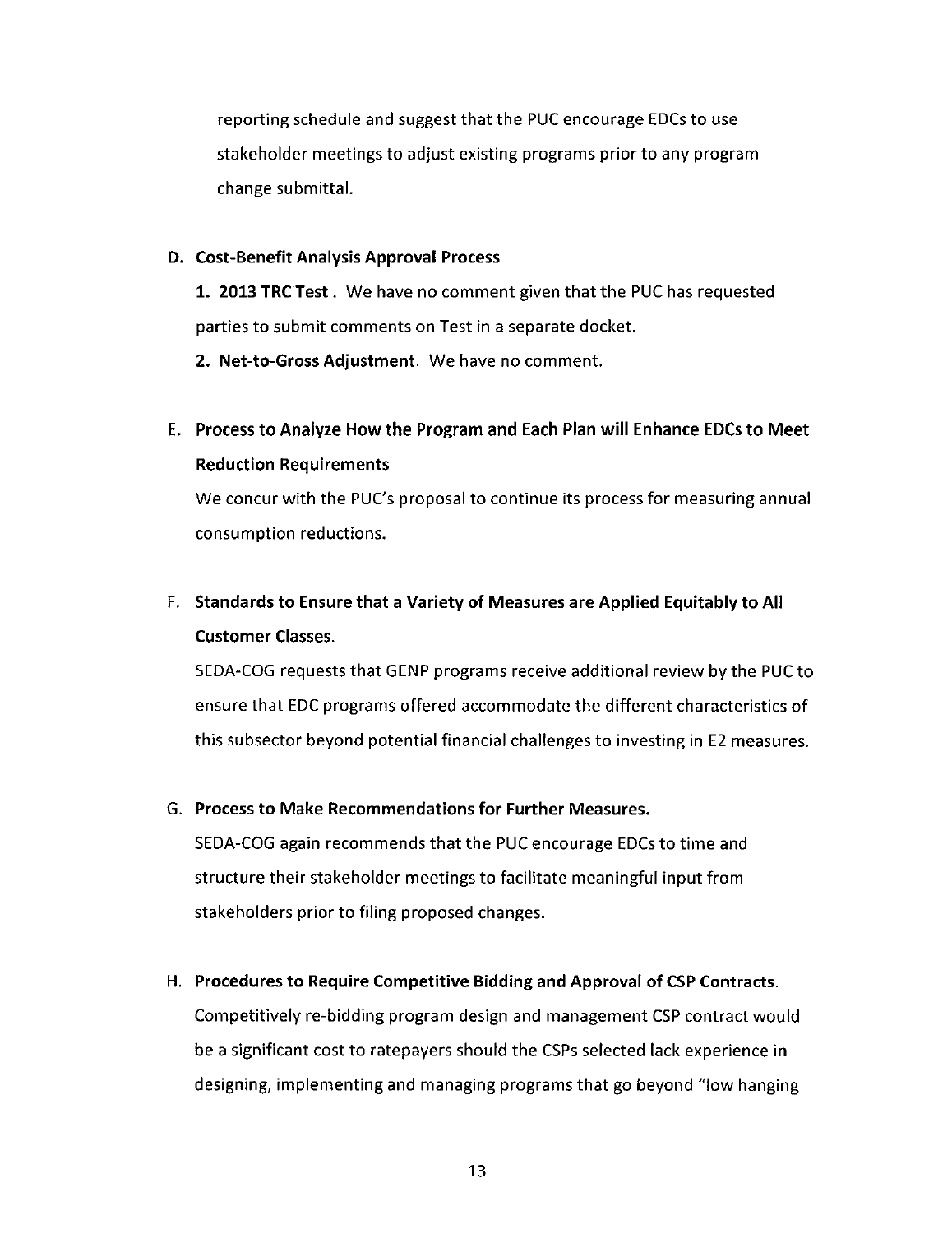reporting schedule and suggest that the PUC encourage EDCs to use stakeholder meetings to adjust existing programs prior to any program change submittal.

**D. Cost-Benefit Analysis Approval Process**

**1. 2013 TRC Test** . We have no comment given that the PUC has requested parties to submit comments on Test in a separate docket.

**2. Net-to-Gross Adjustment**. We have no comment.

**E. Process to Analyze How the Program and Each Plan will Enhance EDCs to Meet Reduction Requirements**

We concur with the PUC's proposal to continue its process for measuring annual consumption reductions.

**F. Standards to Ensure that a Variety of Measures are Applied Equitably to All Customer Classes.**

SEDA-COG requests that GENP programs receive additional review by the PUC to ensure that EDC programs offered accommodate the different characteristics of this subsector beyond potential financial challenges to investing in E2 measures.

**G. Process to Make Recommendations for Further Measures.**

SEDA-COG again recommends that the PUC encourage EDCs to time and structure their stakeholder meetings to facilitate meaningful input from stakeholders prior to filing proposed changes.

**H. Procedures to Require Competitive Bidding and Approval of CSP Contracts.**

Competitively re-bidding program design and management CSP contract would be a significant cost to ratepayers should the CSPs selected lack experience in designing, implementing and managing programs that go beyond "low hanging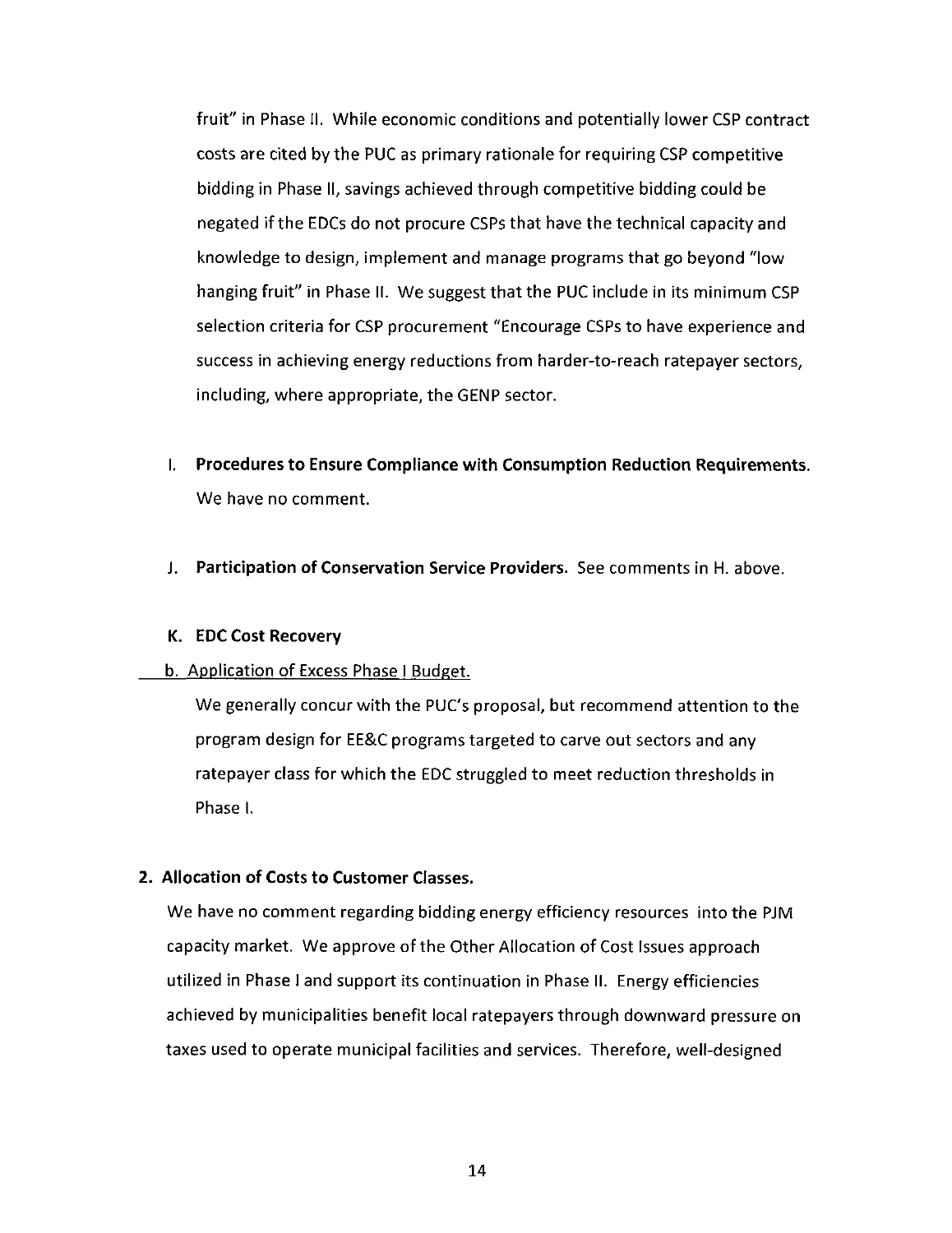fruit" in Phase II. While economic conditions and potentially lower CSP contract costs are cited by the PUC as primary rationale for requiring CSP competitive bidding in Phase II, savings achieved through competitive bidding could be negated if the EDCs do not procure CSPs that have the technical capacity and knowledge to design, implement and manage programs that go beyond "low hanging fruit" in Phase II. We suggest that the PUC include in its minimum CSP selection criteria for CSP procurement "Encourage CSPs to have experience and success in achieving energy reductions from harder-to-reach ratepayer sectors, including, where appropriate, the GENP sector.

I. **Procedures to Ensure Compliance with Consumption Reduction Requirements.** We have no comment.

J. **Participation of Conservation Service Providers.** See comments in H. above.

**K. EDC Cost Recovery**

b. Application of Excess Phase I Budget.

We generally concur with the PUC's proposal, but recommend attention to the program design for EE&C programs targeted to carve out sectors and any ratepayer class for which the EDC struggled to meet reduction thresholds in Phase I.

**2. Allocation of Costs to Customer Classes.**

We have no comment regarding bidding energy efficiency resources into the PJM capacity market. We approve of the Other Allocation of Cost Issues approach utilized in Phase I and support its continuation in Phase II. Energy efficiencies achieved by municipalities benefit local ratepayers through downward pressure on taxes used to operate municipal facilities and services. Therefore, well-designed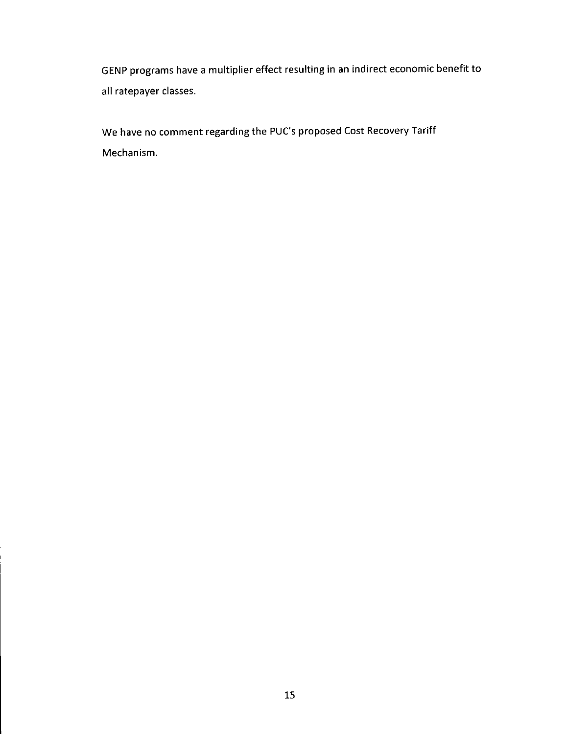GENP programs have a multiplier effect resulting in an indirect economic benefit to all ratepayer classes.

We have no comment regarding the PUC's proposed Cost Recovery Tariff Mechanism.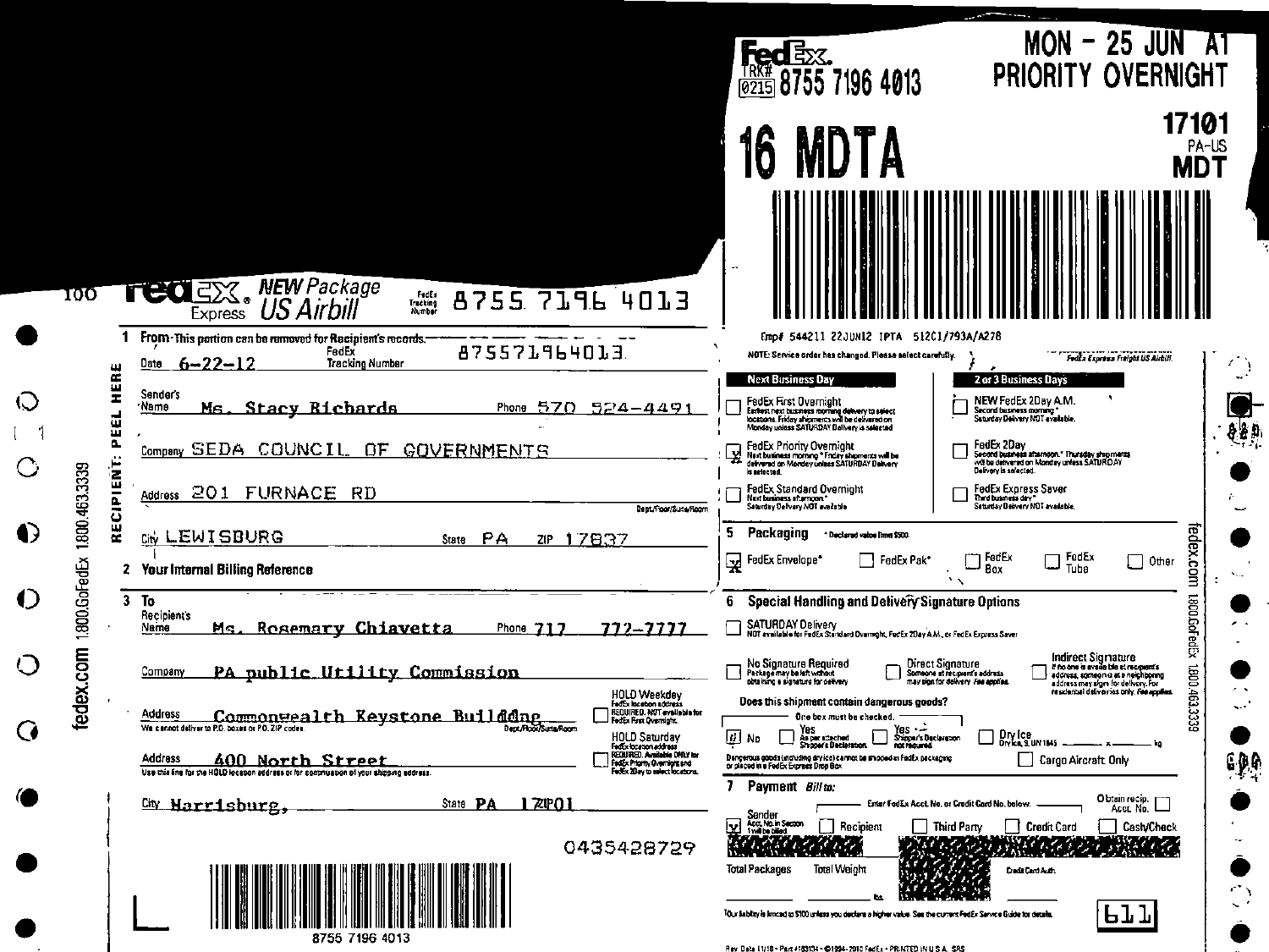FedEx
TRK# 0215 8755 7196 4013

MON - 25 JUN A1
PRIORITY OVERNIGHT

16 MDTA

17101
PA-US
MDT

Emp# 544211 22JUN12 IPTA 512C1/793A/A278

100 FedEx Express® NEW Package US Airbill

FedEx Tracking Number 8755 7196 4013

RECIPIENT: PEEL HERE

**1 From** This portion can be removed for Recipient's records.

Date 6-22-12

FedEx Tracking Number 875571964013

Sender's Name Ms. Stacy Richards Phone 570 524-4491

Company SEDA COUNCIL OF GOVERNMENTS

Address 201 FURNACE RD

Dept./Floor/Suite/Room

City LEWISBURG State PA ZIP 17837

**2 Your Internal Billing Reference**

**3 To**

Recipient's Name Ms. Rosemary Chiavetta Phone 717 772-7777

Company PA public Utility Commission

Address Commonwealth Keystone Building

We cannot deliver to P.O. boxes or P.O. ZIP codes. Dept./Floor/Suite/Room

HOLD Weekday
FedEx location address REQUIRED. NOT available for FedEx First Overnight.

Address 400 North Street

Use this line for the HOLD location address or for continuation of your shipping address.

HOLD Saturday
FedEx location address REQUIRED. Available ONLY for FedEx Priority Overnight and FedEx 2Day to select locations.

City Harrisburg, State PA ZIP 17101

0435428729

8755 7196 4013

fedex.com 1.800.GoFedEx 1.800.463.3339

NOTE: Service order has changed. Please select carefully.

FedEx Express Freight US Airbill

**Next Business Day**

- [ ] FedEx First Overnight — Earliest next business morning delivery to select locations. Friday shipments will be delivered on Monday unless SATURDAY Delivery is selected.
- [x] FedEx Priority Overnight — Next business morning.* Friday shipments will be delivered on Monday unless SATURDAY Delivery is selected.
- [ ] FedEx Standard Overnight — Next business afternoon.* Saturday Delivery NOT available.

**2 or 3 Business Days**

- [ ] NEW FedEx 2Day A.M. — Second business morning.* Saturday Delivery NOT available.
- [ ] FedEx 2Day — Second business afternoon.* Thursday shipments will be delivered on Monday unless SATURDAY Delivery is selected.
- [ ] FedEx Express Saver — Third business day.* Saturday Delivery NOT available.

**5 Packaging** * Declared value limit $500

- [x] FedEx Envelope*
- [ ] FedEx Pak*
- [ ] FedEx Box
- [ ] FedEx Tube
- [ ] Other

**6 Special Handling and Delivery Signature Options**

- [ ] SATURDAY Delivery — NOT available for FedEx Standard Overnight, FedEx 2Day A.M., or FedEx Express Saver
- [ ] No Signature Required — Package may be left without obtaining a signature for delivery.
- [ ] Direct Signature — Someone at recipient's address may sign for delivery. Fee applies.
- [ ] Indirect Signature — If no one is available at recipient's address, someone at a neighboring address may sign for delivery. For residential deliveries only. Fee applies.

Does this shipment contain dangerous goods?
One box must be checked.

- [x] No
- [ ] Yes — As per attached Shipper's Declaration.
- [ ] Yes — Shipper's Declaration not required.
- [ ] Dry Ice — Dry Ice, 9, UN 1845 ____ x ____ kg

Dangerous goods (including dry ice) cannot be shipped in FedEx packaging or placed in a FedEx Express Drop Box.

- [ ] Cargo Aircraft Only

**7 Payment** Bill to:

Enter FedEx Acct. No. or Credit Card No. below.

Obtain recip. Acct. No. [ ]

- [x] Sender — Acct. No. in Section 1 will be billed.
- [ ] Recipient
- [ ] Third Party
- [ ] Credit Card
- [ ] Cash/Check

Total Packages Total Weight ____ lbs. Credit Card Auth.

Our liability is limited to $100 unless you declare a higher value. See the current FedEx Service Guide for details.

611

Rev. Date 11/10 • Part #163134 • ©1994-2010 FedEx • PRINTED IN U.S.A. SRS